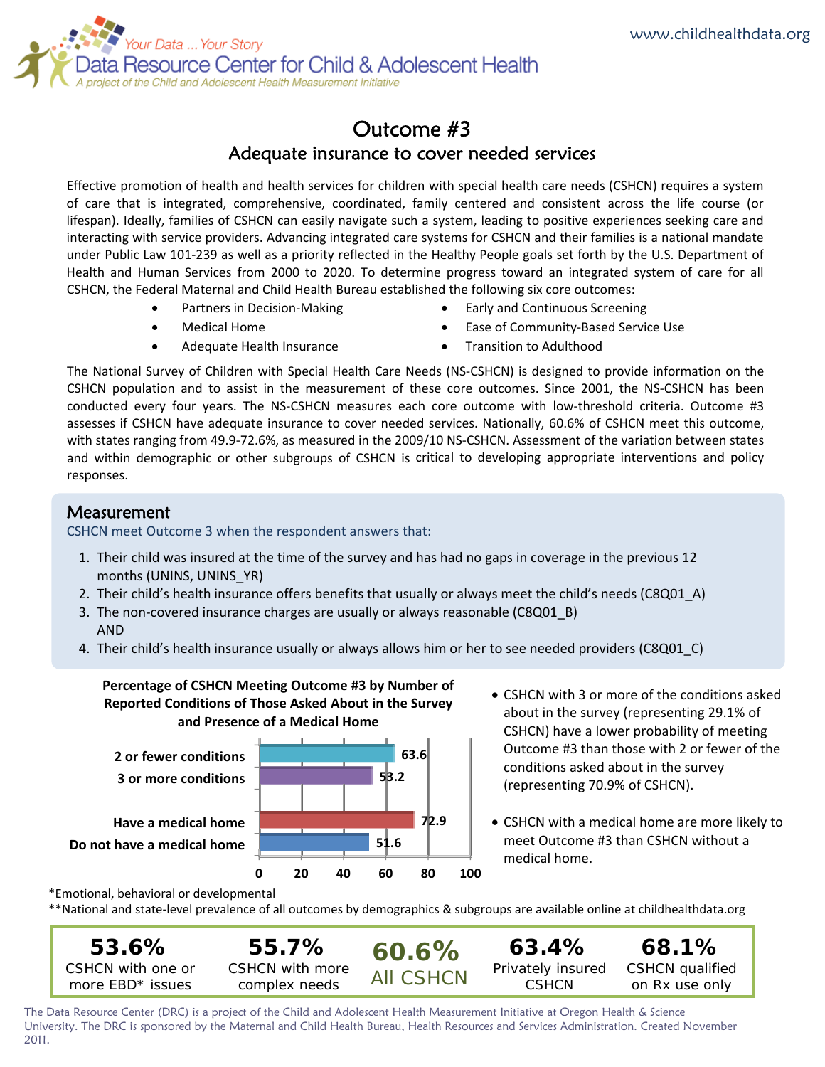Your Data ... Your Story

Data Resource Center for Child & Adolescent Health

*A project of the Child and Adolescent Health Measurement Initiative*

www.childhealthdata.org

# Outcome #3

## Adequate insurance to cover needed services

Effective promotion of health and health services for children with special health care needs (CSHCN) requires a system of care that is integrated, comprehensive, coordinated, family centered and consistent across the life course (or lifespan). Ideally, families of CSHCN can easily navigate such a system, leading to positive experiences seeking care and interacting with service providers. Advancing integrated care systems for CSHCN and their families is a national mandate under Public Law 101-239 as well as a priority reflected in the Healthy People goals set forth by the U.S. Department of Health and Human Services from 2000 to 2020. To determine progress toward an integrated system of care for all CSHCN, the Federal Maternal and Child Health Bureau established the following six core outcomes:

- Partners in Decision-Making
- Medical Home
- Adequate Health Insurance
- Early and Continuous Screening
- Ease of Community-Based Service Use
- Transition to Adulthood

The National Survey of Children with Special Health Care Needs (NS-CSHCN) is designed to provide information on the CSHCN population and to assist in the measurement of these core outcomes. Since 2001, the NS-CSHCN has been conducted every four years. The NS-CSHCN measures each core outcome with low-threshold criteria. Outcome #3 assesses if CSHCN have adequate insurance to cover needed services. Nationally, 60.6% of CSHCN meet this outcome, with states ranging from 49.9-72.6%, as measured in the 2009/10 NS-CSHCN. Assessment of the variation between states and within demographic or other subgroups of CSHCN is critical to developing appropriate interventions and policy responses.

## Measurement

CSHCN meet Outcome 3 when the respondent answers that:

1. Their child was insured at the time of the survey and has had no gaps in coverage in the previous 12 months (UNINS, UNINS_YR)
2. Their child's health insurance offers benefits that usually or always meet the child's needs (C8Q01_A)
3. The non-covered insurance charges are usually or always reasonable (C8Q01_B)
   AND
4. Their child's health insurance usually or always allows him or her to see needed providers (C8Q01_C)

**Percentage of CSHCN Meeting Outcome #3 by Number of Reported Conditions of Those Asked About in the Survey and Presence of a Medical Home**

| | Percentage |
|---|---|
| 2 or fewer conditions | 63.6 |
| 3 or more conditions | 53.2 |
| Have a medical home | 72.9 |
| Do not have a medical home | 51.6 |

- CSHCN with 3 or more of the conditions asked about in the survey (representing 29.1% of CSHCN) have a lower probability of meeting Outcome #3 than those with 2 or fewer of the conditions asked about in the survey (representing 70.9% of CSHCN).
- CSHCN with a medical home are more likely to meet Outcome #3 than CSHCN without a medical home.

*Emotional, behavioral or developmental

**National and state-level prevalence of all outcomes by demographics & subgroups are available online at childhealthdata.org

| 53.6% | 55.7% | 60.6% | 63.4% | 68.1% |
|---|---|---|---|---|
| CSHCN with one or more EBD* issues | CSHCN with more complex needs | All CSHCN | Privately insured CSHCN | CSHCN qualified on Rx use only |

The Data Resource Center (DRC) is a project of the Child and Adolescent Health Measurement Initiative at Oregon Health & Science University. The DRC is sponsored by the Maternal and Child Health Bureau, Health Resources and Services Administration. Created November 2011.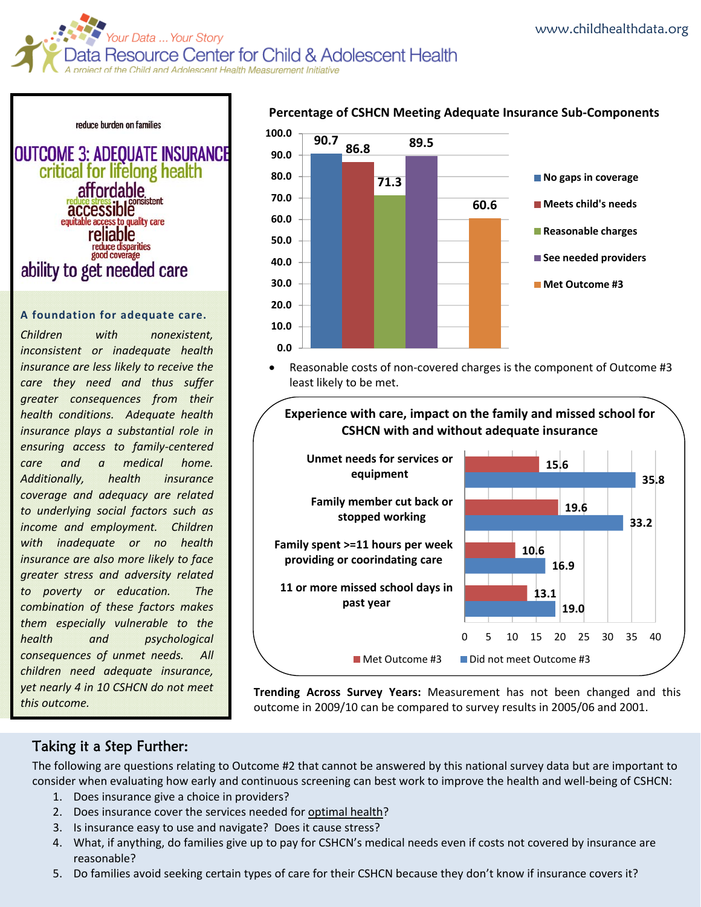Your Data ... Your Story

Data Resource Center for Child & Adolescent Health

A project of the Child and Adolescent Health Measurement Initiative

www.childhealthdata.org

reduce burden on families

# OUTCOME 3: ADEQUATE INSURANCE

critical for lifelong health

affordable

reduce stress

consistent

accessible

equitable access to quality care

reliable

reduce disparities

good coverage

ability to get needed care

**A foundation for adequate care.**

*Children with nonexistent, inconsistent or inadequate health insurance are less likely to receive the care they need and thus suffer greater consequences from their health conditions. Adequate health insurance plays a substantial role in ensuring access to family-centered care and a medical home. Additionally, health insurance coverage and adequacy are related to underlying social factors such as income and employment. Children with inadequate or no health insurance are also more likely to face greater stress and adversity related to poverty or education. The combination of these factors makes them especially vulnerable to the health and psychological consequences of unmet needs. All children need adequate insurance, yet nearly 4 in 10 CSHCN do not meet this outcome.*

**Percentage of CSHCN Meeting Adequate Insurance Sub-Components**

100.0
90.0
80.0
70.0
60.0
50.0
40.0
30.0
20.0
10.0
0.0

90.7
86.8
71.3
89.5
60.6

No gaps in coverage
Meets child's needs
Reasonable charges
See needed providers
Met Outcome #3

- Reasonable costs of non-covered charges is the component of Outcome #3 least likely to be met.

**Experience with care, impact on the family and missed school for CSHCN with and without adequate insurance**

Unmet needs for services or equipment
15.6
35.8

Family member cut back or stopped working
19.6
33.2

Family spent >=11 hours per week providing or coorindating care
10.6
16.9

11 or more missed school days in past year
13.1
19.0

0 5 10 15 20 25 30 35 40

Met Outcome #3
Did not meet Outcome #3

**Trending Across Survey Years:** Measurement has not been changed and this outcome in 2009/10 can be compared to survey results in 2005/06 and 2001.

## Taking it a Step Further:

The following are questions relating to Outcome #2 that cannot be answered by this national survey data but are important to consider when evaluating how early and continuous screening can best work to improve the health and well-being of CSHCN:

1. Does insurance give a choice in providers?
2. Does insurance cover the services needed for optimal health?
3. Is insurance easy to use and navigate? Does it cause stress?
4. What, if anything, do families give up to pay for CSHCN's medical needs even if costs not covered by insurance are reasonable?
5. Do families avoid seeking certain types of care for their CSHCN because they don't know if insurance covers it?